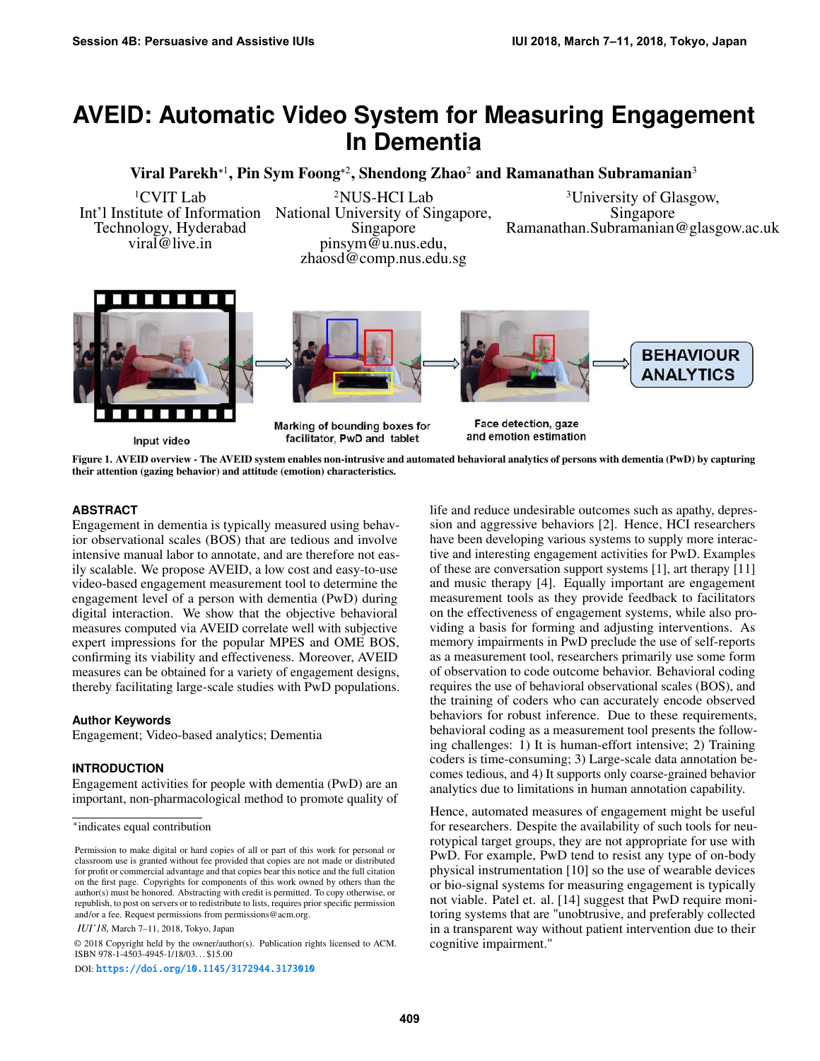# AVEID: Automatic Video System for Measuring Engagement In Dementia

**Viral Parekh*[1], Pin Sym Foong*[2], Shendong Zhao[2] and Ramanathan Subramanian[3]**

[1]CVIT Lab
Int'l Institute of Information Technology, Hyderabad
viral@live.in

[2]NUS-HCI Lab
National University of Singapore, Singapore
pinsym@u.nus.edu,
zhaosd@comp.nus.edu.sg

[3]University of Glasgow, Singapore
Ramanathan.Subramanian@glasgow.ac.uk

Input video → Marking of bounding boxes for facilitator, PwD and tablet → Face detection, gaze and emotion estimation → BEHAVIOUR ANALYTICS

**Figure 1. AVEID overview - The AVEID system enables non-intrusive and automated behavioral analytics of persons with dementia (PwD) by capturing their attention (gazing behavior) and attitude (emotion) characteristics.**

## ABSTRACT

Engagement in dementia is typically measured using behavior observational scales (BOS) that are tedious and involve intensive manual labor to annotate, and are therefore not easily scalable. We propose AVEID, a low cost and easy-to-use video-based engagement measurement tool to determine the engagement level of a person with dementia (PwD) during digital interaction. We show that the objective behavioral measures computed via AVEID correlate well with subjective expert impressions for the popular MPES and OME BOS, confirming its viability and effectiveness. Moreover, AVEID measures can be obtained for a variety of engagement designs, thereby facilitating large-scale studies with PwD populations.

## Author Keywords

Engagement; Video-based analytics; Dementia

## INTRODUCTION

Engagement activities for people with dementia (PwD) are an important, non-pharmacological method to promote quality of life and reduce undesirable outcomes such as apathy, depression and aggressive behaviors [2]. Hence, HCI researchers have been developing various systems to supply more interactive and interesting engagement activities for PwD. Examples of these are conversation support systems [1], art therapy [11] and music therapy [4]. Equally important are engagement measurement tools as they provide feedback to facilitators on the effectiveness of engagement systems, while also providing a basis for forming and adjusting interventions. As memory impairments in PwD preclude the use of self-reports as a measurement tool, researchers primarily use some form of observation to code outcome behavior. Behavioral coding requires the use of behavioral observational scales (BOS), and the training of coders who can accurately encode observed behaviors for robust inference. Due to these requirements, behavioral coding as a measurement tool presents the following challenges: 1) It is human-effort intensive; 2) Training coders is time-consuming; 3) Large-scale data annotation becomes tedious, and 4) It supports only coarse-grained behavior analytics due to limitations in human annotation capability.

Hence, automated measures of engagement might be useful for researchers. Despite the availability of such tools for neurotypical target groups, they are not appropriate for use with PwD. For example, PwD tend to resist any type of on-body physical instrumentation [10] so the use of wearable devices or bio-signal systems for measuring engagement is typically not viable. Patel et. al. [14] suggest that PwD require monitoring systems that are "unobtrusive, and preferably collected in a transparent way without patient intervention due to their cognitive impairment."

*indicates equal contribution

Permission to make digital or hard copies of all or part of this work for personal or classroom use is granted without fee provided that copies are not made or distributed for profit or commercial advantage and that copies bear this notice and the full citation on the first page. Copyrights for components of this work owned by others than the author(s) must be honored. Abstracting with credit is permitted. To copy otherwise, or republish, to post on servers or to redistribute to lists, requires prior specific permission and/or a fee. Request permissions from permissions@acm.org.

*IUI'18,* March 7–11, 2018, Tokyo, Japan

© 2018 Copyright held by the owner/author(s). Publication rights licensed to ACM. ISBN 978-1-4503-4945-1/18/03…$15.00

DOI: https://doi.org/10.1145/3172944.3173010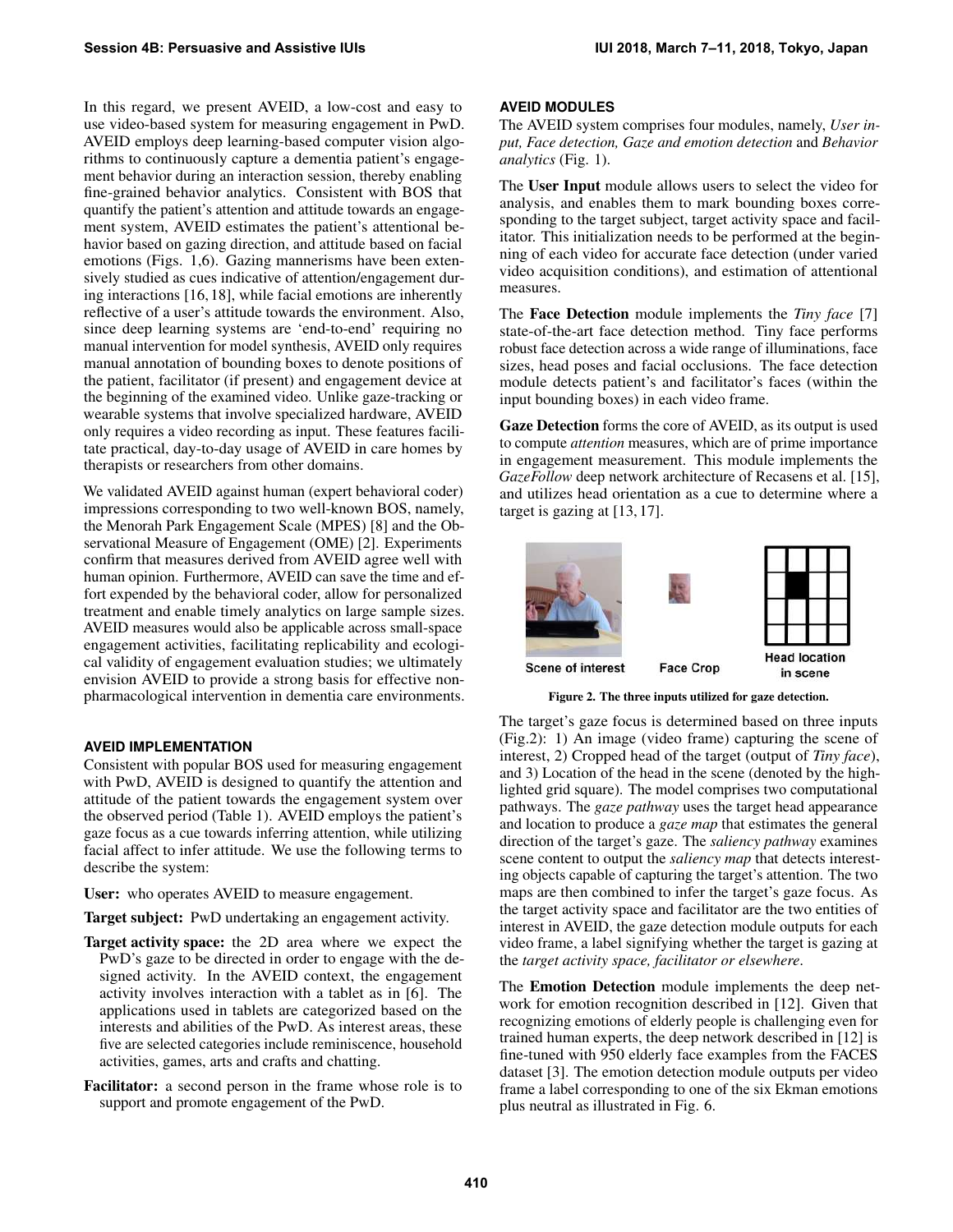In this regard, we present AVEID, a low-cost and easy to use video-based system for measuring engagement in PwD. AVEID employs deep learning-based computer vision algorithms to continuously capture a dementia patient's engagement behavior during an interaction session, thereby enabling fine-grained behavior analytics. Consistent with BOS that quantify the patient's attention and attitude towards an engagement system, AVEID estimates the patient's attentional behavior based on gazing direction, and attitude based on facial emotions (Figs. 1,6). Gazing mannerisms have been extensively studied as cues indicative of attention/engagement during interactions [16, 18], while facial emotions are inherently reflective of a user's attitude towards the environment. Also, since deep learning systems are 'end-to-end' requiring no manual intervention for model synthesis, AVEID only requires manual annotation of bounding boxes to denote positions of the patient, facilitator (if present) and engagement device at the beginning of the examined video. Unlike gaze-tracking or wearable systems that involve specialized hardware, AVEID only requires a video recording as input. These features facilitate practical, day-to-day usage of AVEID in care homes by therapists or researchers from other domains.

We validated AVEID against human (expert behavioral coder) impressions corresponding to two well-known BOS, namely, the Menorah Park Engagement Scale (MPES) [8] and the Observational Measure of Engagement (OME) [2]. Experiments confirm that measures derived from AVEID agree well with human opinion. Furthermore, AVEID can save the time and effort expended by the behavioral coder, allow for personalized treatment and enable timely analytics on large sample sizes. AVEID measures would also be applicable across small-space engagement activities, facilitating replicability and ecological validity of engagement evaluation studies; we ultimately envision AVEID to provide a strong basis for effective non-pharmacological intervention in dementia care environments.

## AVEID IMPLEMENTATION

Consistent with popular BOS used for measuring engagement with PwD, AVEID is designed to quantify the attention and attitude of the patient towards the engagement system over the observed period (Table 1). AVEID employs the patient's gaze focus as a cue towards inferring attention, while utilizing facial affect to infer attitude. We use the following terms to describe the system:

**User:** who operates AVEID to measure engagement.

**Target subject:** PwD undertaking an engagement activity.

**Target activity space:** the 2D area where we expect the PwD's gaze to be directed in order to engage with the designed activity. In the AVEID context, the engagement activity involves interaction with a tablet as in [6]. The applications used in tablets are categorized based on the interests and abilities of the PwD. As interest areas, these five are selected categories include reminiscence, household activities, games, arts and crafts and chatting.

**Facilitator:** a second person in the frame whose role is to support and promote engagement of the PwD.

## AVEID MODULES

The AVEID system comprises four modules, namely, *User input, Face detection, Gaze and emotion detection* and *Behavior analytics* (Fig. 1).

The **User Input** module allows users to select the video for analysis, and enables them to mark bounding boxes corresponding to the target subject, target activity space and facilitator. This initialization needs to be performed at the beginning of each video for accurate face detection (under varied video acquisition conditions), and estimation of attentional measures.

The **Face Detection** module implements the *Tiny face* [7] state-of-the-art face detection method. Tiny face performs robust face detection across a wide range of illuminations, face sizes, head poses and facial occlusions. The face detection module detects patient's and facilitator's faces (within the input bounding boxes) in each video frame.

**Gaze Detection** forms the core of AVEID, as its output is used to compute *attention* measures, which are of prime importance in engagement measurement. This module implements the *GazeFollow* deep network architecture of Recasens et al. [15], and utilizes head orientation as a cue to determine where a target is gazing at [13, 17].

Scene of interest Face Crop Head location in scene

Figure 2. The three inputs utilized for gaze detection.

The target's gaze focus is determined based on three inputs (Fig.2): 1) An image (video frame) capturing the scene of interest, 2) Cropped head of the target (output of *Tiny face*), and 3) Location of the head in the scene (denoted by the highlighted grid square). The model comprises two computational pathways. The *gaze pathway* uses the target head appearance and location to produce a *gaze map* that estimates the general direction of the target's gaze. The *saliency pathway* examines scene content to output the *saliency map* that detects interesting objects capable of capturing the target's attention. The two maps are then combined to infer the target's gaze focus. As the target activity space and facilitator are the two entities of interest in AVEID, the gaze detection module outputs for each video frame, a label signifying whether the target is gazing at the *target activity space, facilitator or elsewhere*.

The **Emotion Detection** module implements the deep network for emotion recognition described in [12]. Given that recognizing emotions of elderly people is challenging even for trained human experts, the deep network described in [12] is fine-tuned with 950 elderly face examples from the FACES dataset [3]. The emotion detection module outputs per video frame a label corresponding to one of the six Ekman emotions plus neutral as illustrated in Fig. 6.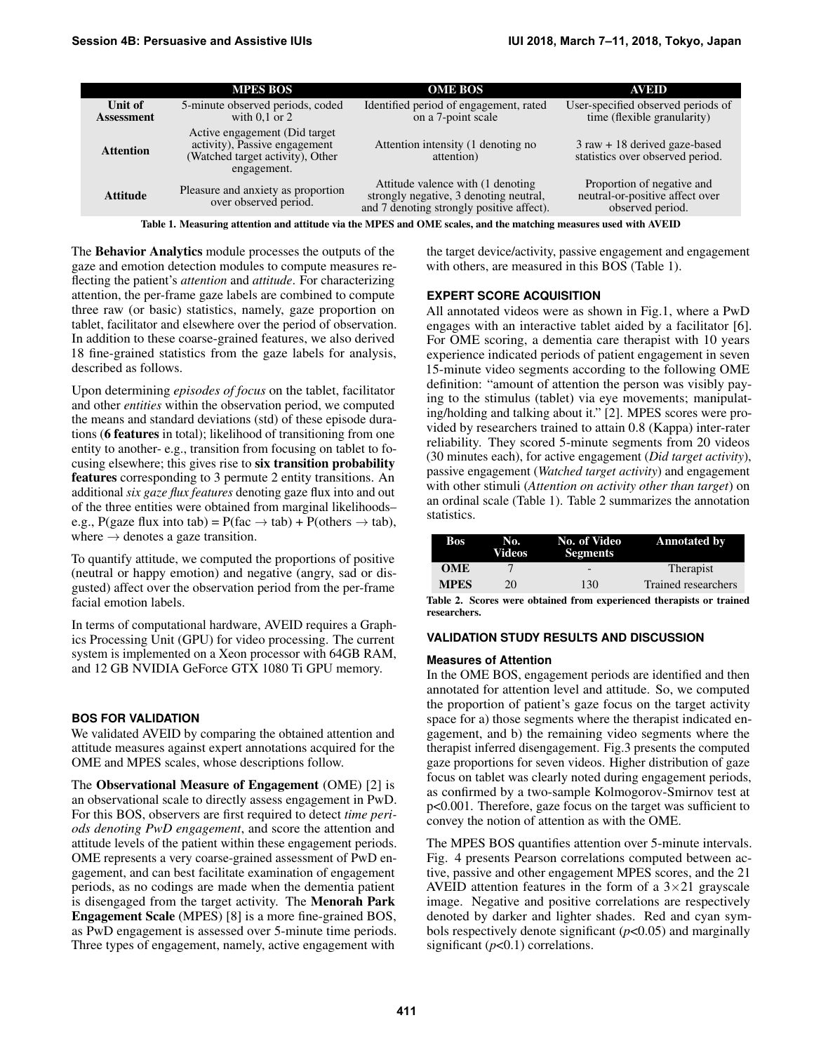| | MPES BOS | OME BOS | AVEID |
|---|---|---|---|
| **Unit of Assessment** | 5-minute observed periods, coded with 0,1 or 2 | Identified period of engagement, rated on a 7-point scale | User-specified observed periods of time (flexible granularity) |
| **Attention** | Active engagement (Did target activity), Passive engagement (Watched target activity), Other engagement. | Attention intensity (1 denoting no attention) | 3 raw + 18 derived gaze-based statistics over observed period. |
| **Attitude** | Pleasure and anxiety as proportion over observed period. | Attitude valence with (1 denoting strongly negative, 3 denoting neutral, and 7 denoting strongly positive affect). | Proportion of negative and neutral-or-positive affect over observed period. |

**Table 1. Measuring attention and attitude via the MPES and OME scales, and the matching measures used with AVEID**

The **Behavior Analytics** module processes the outputs of the gaze and emotion detection modules to compute measures reflecting the patient's *attention* and *attitude*. For characterizing attention, the per-frame gaze labels are combined to compute three raw (or basic) statistics, namely, gaze proportion on tablet, facilitator and elsewhere over the period of observation. In addition to these coarse-grained features, we also derived 18 fine-grained statistics from the gaze labels for analysis, described as follows.

Upon determining *episodes of focus* on the tablet, facilitator and other *entities* within the observation period, we computed the means and standard deviations (std) of these episode durations (**6 features** in total); likelihood of transitioning from one entity to another- e.g., transition from focusing on tablet to focusing elsewhere; this gives rise to **six transition probability features** corresponding to 3 permute 2 entity transitions. An additional *six gaze flux features* denoting gaze flux into and out of the three entities were obtained from marginal likelihoods– e.g., P(gaze flux into tab) = P(fac $\rightarrow$ tab) + P(others $\rightarrow$ tab), where $\rightarrow$ denotes a gaze transition.

To quantify attitude, we computed the proportions of positive (neutral or happy emotion) and negative (angry, sad or disgusted) affect over the observation period from the per-frame facial emotion labels.

In terms of computational hardware, AVEID requires a Graphics Processing Unit (GPU) for video processing. The current system is implemented on a Xeon processor with 64GB RAM, and 12 GB NVIDIA GeForce GTX 1080 Ti GPU memory.

### BOS FOR VALIDATION

We validated AVEID by comparing the obtained attention and attitude measures against expert annotations acquired for the OME and MPES scales, whose descriptions follow.

The **Observational Measure of Engagement** (OME) [2] is an observational scale to directly assess engagement in PwD. For this BOS, observers are first required to detect *time periods denoting PwD engagement*, and score the attention and attitude levels of the patient within these engagement periods. OME represents a very coarse-grained assessment of PwD engagement, and can best facilitate examination of engagement periods, as no codings are made when the dementia patient is disengaged from the target activity. The **Menorah Park Engagement Scale** (MPES) [8] is a more fine-grained BOS, as PwD engagement is assessed over 5-minute time periods. Three types of engagement, namely, active engagement with the target device/activity, passive engagement and engagement with others, are measured in this BOS (Table 1).

### EXPERT SCORE ACQUISITION

All annotated videos were as shown in Fig.1, where a PwD engages with an interactive tablet aided by a facilitator [6]. For OME scoring, a dementia care therapist with 10 years experience indicated periods of patient engagement in seven 15-minute video segments according to the following OME definition: "amount of attention the person was visibly paying to the stimulus (tablet) via eye movements; manipulating/holding and talking about it." [2]. MPES scores were provided by researchers trained to attain 0.8 (Kappa) inter-rater reliability. They scored 5-minute segments from 20 videos (30 minutes each), for active engagement (*Did target activity*), passive engagement (*Watched target activity*) and engagement with other stimuli (*Attention on activity other than target*) on an ordinal scale (Table 1). Table 2 summarizes the annotation statistics.

| Bos | No. Videos | No. of Video Segments | Annotated by |
|---|---|---|---|
| **OME** | 7 | - | Therapist |
| **MPES** | 20 | 130 | Trained researchers |

**Table 2. Scores were obtained from experienced therapists or trained researchers.**

### VALIDATION STUDY RESULTS AND DISCUSSION

#### Measures of Attention

In the OME BOS, engagement periods are identified and then annotated for attention level and attitude. So, we computed the proportion of patient's gaze focus on the target activity space for a) those segments where the therapist indicated engagement, and b) the remaining video segments where the therapist inferred disengagement. Fig.3 presents the computed gaze proportions for seven videos. Higher distribution of gaze focus on tablet was clearly noted during engagement periods, as confirmed by a two-sample Kolmogorov-Smirnov test at $p<0.001$. Therefore, gaze focus on the target was sufficient to convey the notion of attention as with the OME.

The MPES BOS quantifies attention over 5-minute intervals. Fig. 4 presents Pearson correlations computed between active, passive and other engagement MPES scores, and the 21 AVEID attention features in the form of a $3\times21$ grayscale image. Negative and positive correlations are respectively denoted by darker and lighter shades. Red and cyan symbols respectively denote significant ($p<0.05$) and marginally significant ($p<0.1$) correlations.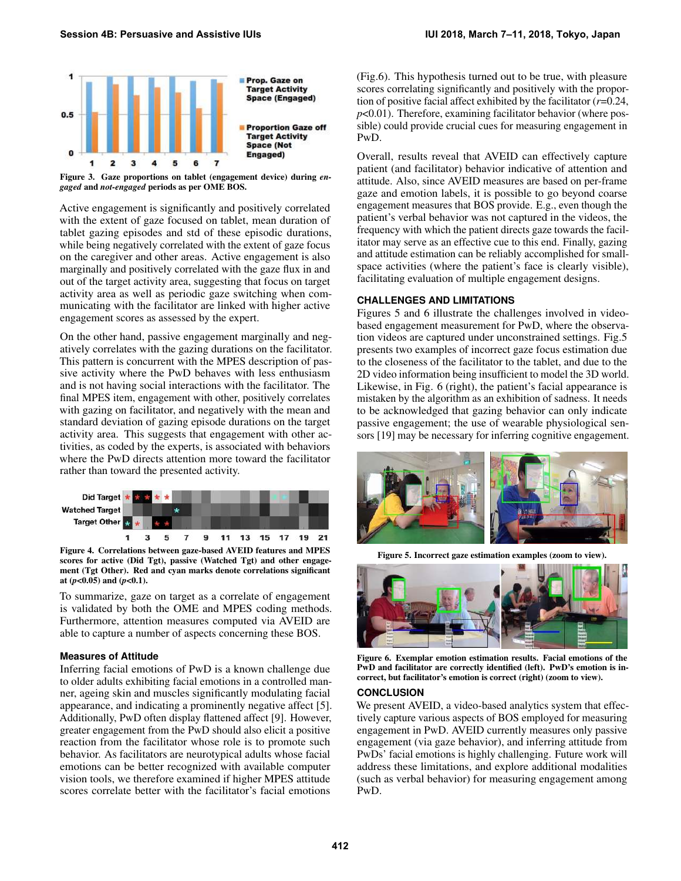Figure 3. Gaze proportions on tablet (engagement device) during *engaged* and *not-engaged* periods as per OME BOS.

Active engagement is significantly and positively correlated with the extent of gaze focused on tablet, mean duration of tablet gazing episodes and std of these episodic durations, while being negatively correlated with the extent of gaze focus on the caregiver and other areas. Active engagement is also marginally and positively correlated with the gaze flux in and out of the target activity area, suggesting that focus on target activity area as well as periodic gaze switching when communicating with the facilitator are linked with higher active engagement scores as assessed by the expert.

On the other hand, passive engagement marginally and negatively correlates with the gazing durations on the facilitator. This pattern is concurrent with the MPES description of passive activity where the PwD behaves with less enthusiasm and is not having social interactions with the facilitator. The final MPES item, engagement with other, positively correlates with gazing on facilitator, and negatively with the mean and standard deviation of gazing episode durations on the target activity area. This suggests that engagement with other activities, as coded by the experts, is associated with behaviors where the PwD directs attention more toward the facilitator rather than toward the presented activity.

Figure 4. Correlations between gaze-based AVEID features and MPES scores for active (Did Tgt), passive (Watched Tgt) and other engagement (Tgt Other). Red and cyan marks denote correlations significant at ($p$<0.05) and ($p$<0.1).

To summarize, gaze on target as a correlate of engagement is validated by both the OME and MPES coding methods. Furthermore, attention measures computed via AVEID are able to capture a number of aspects concerning these BOS.

### Measures of Attitude

Inferring facial emotions of PwD is a known challenge due to older adults exhibiting facial emotions in a controlled manner, ageing skin and muscles significantly modulating facial appearance, and indicating a prominently negative affect [5]. Additionally, PwD often display flattened affect [9]. However, greater engagement from the PwD should also elicit a positive reaction from the facilitator whose role is to promote such behavior. As facilitators are neurotypical adults whose facial emotions can be better recognized with available computer vision tools, we therefore examined if higher MPES attitude scores correlate better with the facilitator's facial emotions (Fig.6). This hypothesis turned out to be true, with pleasure scores correlating significantly and positively with the proportion of positive facial affect exhibited by the facilitator ($r$=0.24, $p$<0.01). Therefore, examining facilitator behavior (where possible) could provide crucial cues for measuring engagement in PwD.

Overall, results reveal that AVEID can effectively capture patient (and facilitator) behavior indicative of attention and attitude. Also, since AVEID measures are based on per-frame gaze and emotion labels, it is possible to go beyond coarse engagement measures that BOS provide. E.g., even though the patient's verbal behavior was not captured in the videos, the frequency with which the patient directs gaze towards the facilitator may serve as an effective cue to this end. Finally, gazing and attitude estimation can be reliably accomplished for small-space activities (where the patient's face is clearly visible), facilitating evaluation of multiple engagement designs.

## CHALLENGES AND LIMITATIONS

Figures 5 and 6 illustrate the challenges involved in video-based engagement measurement for PwD, where the observation videos are captured under unconstrained settings. Fig.5 presents two examples of incorrect gaze focus estimation due to the closeness of the facilitator to the tablet, and due to the 2D video information being insufficient to model the 3D world. Likewise, in Fig. 6 (right), the patient's facial appearance is mistaken by the algorithm as an exhibition of sadness. It needs to be acknowledged that gazing behavior can only indicate passive engagement; the use of wearable physiological sensors [19] may be necessary for inferring cognitive engagement.

Figure 5. Incorrect gaze estimation examples (zoom to view).

Figure 6. Exemplar emotion estimation results. Facial emotions of the PwD and facilitator are correctly identified (left). PwD's emotion is incorrect, but facilitator's emotion is correct (right) (zoom to view).

## CONCLUSION

We present AVEID, a video-based analytics system that effectively capture various aspects of BOS employed for measuring engagement in PwD. AVEID currently measures only passive engagement (via gaze behavior), and inferring attitude from PwDs' facial emotions is highly challenging. Future work will address these limitations, and explore additional modalities (such as verbal behavior) for measuring engagement among PwD.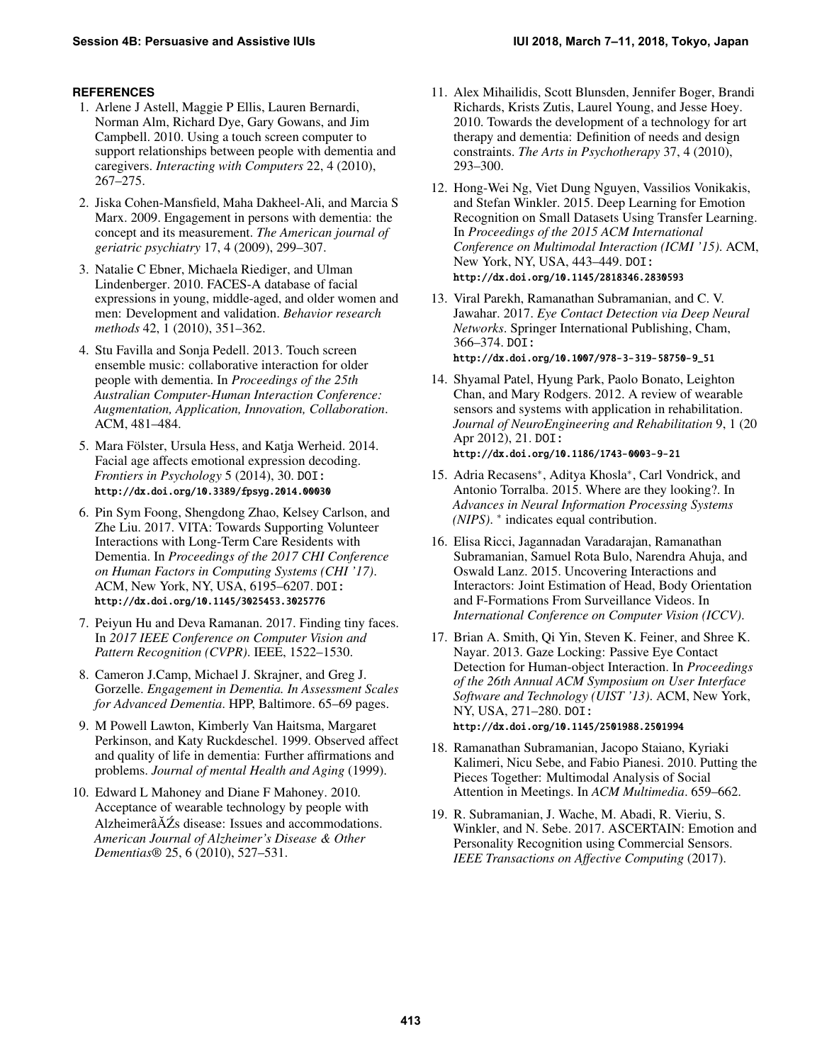## REFERENCES

1. Arlene J Astell, Maggie P Ellis, Lauren Bernardi, Norman Alm, Richard Dye, Gary Gowans, and Jim Campbell. 2010. Using a touch screen computer to support relationships between people with dementia and caregivers. *Interacting with Computers* 22, 4 (2010), 267–275.

2. Jiska Cohen-Mansfield, Maha Dakheel-Ali, and Marcia S Marx. 2009. Engagement in persons with dementia: the concept and its measurement. *The American journal of geriatric psychiatry* 17, 4 (2009), 299–307.

3. Natalie C Ebner, Michaela Riediger, and Ulman Lindenberger. 2010. FACES-A database of facial expressions in young, middle-aged, and older women and men: Development and validation. *Behavior research methods* 42, 1 (2010), 351–362.

4. Stu Favilla and Sonja Pedell. 2013. Touch screen ensemble music: collaborative interaction for older people with dementia. In *Proceedings of the 25th Australian Computer-Human Interaction Conference: Augmentation, Application, Innovation, Collaboration*. ACM, 481–484.

5. Mara Fölster, Ursula Hess, and Katja Werheid. 2014. Facial age affects emotional expression decoding. *Frontiers in Psychology* 5 (2014), 30. DOI: http://dx.doi.org/10.3389/fpsyg.2014.00030

6. Pin Sym Foong, Shengdong Zhao, Kelsey Carlson, and Zhe Liu. 2017. VITA: Towards Supporting Volunteer Interactions with Long-Term Care Residents with Dementia. In *Proceedings of the 2017 CHI Conference on Human Factors in Computing Systems (CHI '17)*. ACM, New York, NY, USA, 6195–6207. DOI: http://dx.doi.org/10.1145/3025453.3025776

7. Peiyun Hu and Deva Ramanan. 2017. Finding tiny faces. In *2017 IEEE Conference on Computer Vision and Pattern Recognition (CVPR)*. IEEE, 1522–1530.

8. Cameron J.Camp, Michael J. Skrajner, and Greg J. Gorzelle. *Engagement in Dementia. In Assessment Scales for Advanced Dementia*. HPP, Baltimore. 65–69 pages.

9. M Powell Lawton, Kimberly Van Haitsma, Margaret Perkinson, and Katy Ruckdeschel. 1999. Observed affect and quality of life in dementia: Further affirmations and problems. *Journal of mental Health and Aging* (1999).

10. Edward L Mahoney and Diane F Mahoney. 2010. Acceptance of wearable technology by people with AlzheimerâĂŹs disease: Issues and accommodations. *American Journal of Alzheimer's Disease & Other Dementias®* 25, 6 (2010), 527–531.

11. Alex Mihailidis, Scott Blunsden, Jennifer Boger, Brandi Richards, Krists Zutis, Laurel Young, and Jesse Hoey. 2010. Towards the development of a technology for art therapy and dementia: Definition of needs and design constraints. *The Arts in Psychotherapy* 37, 4 (2010), 293–300.

12. Hong-Wei Ng, Viet Dung Nguyen, Vassilios Vonikakis, and Stefan Winkler. 2015. Deep Learning for Emotion Recognition on Small Datasets Using Transfer Learning. In *Proceedings of the 2015 ACM International Conference on Multimodal Interaction (ICMI '15)*. ACM, New York, NY, USA, 443–449. DOI: http://dx.doi.org/10.1145/2818346.2830593

13. Viral Parekh, Ramanathan Subramanian, and C. V. Jawahar. 2017. *Eye Contact Detection via Deep Neural Networks*. Springer International Publishing, Cham, 366–374. DOI: http://dx.doi.org/10.1007/978-3-319-58750-9_51

14. Shyamal Patel, Hyung Park, Paolo Bonato, Leighton Chan, and Mary Rodgers. 2012. A review of wearable sensors and systems with application in rehabilitation. *Journal of NeuroEngineering and Rehabilitation* 9, 1 (20 Apr 2012), 21. DOI: http://dx.doi.org/10.1186/1743-0003-9-21

15. Adria Recasens*, Aditya Khosla*, Carl Vondrick, and Antonio Torralba. 2015. Where are they looking?. In *Advances in Neural Information Processing Systems (NIPS)*. * indicates equal contribution.

16. Elisa Ricci, Jagannadan Varadarajan, Ramanathan Subramanian, Samuel Rota Bulo, Narendra Ahuja, and Oswald Lanz. 2015. Uncovering Interactions and Interactors: Joint Estimation of Head, Body Orientation and F-Formations From Surveillance Videos. In *International Conference on Computer Vision (ICCV)*.

17. Brian A. Smith, Qi Yin, Steven K. Feiner, and Shree K. Nayar. 2013. Gaze Locking: Passive Eye Contact Detection for Human-object Interaction. In *Proceedings of the 26th Annual ACM Symposium on User Interface Software and Technology (UIST '13)*. ACM, New York, NY, USA, 271–280. DOI: http://dx.doi.org/10.1145/2501988.2501994

18. Ramanathan Subramanian, Jacopo Staiano, Kyriaki Kalimeri, Nicu Sebe, and Fabio Pianesi. 2010. Putting the Pieces Together: Multimodal Analysis of Social Attention in Meetings. In *ACM Multimedia*. 659–662.

19. R. Subramanian, J. Wache, M. Abadi, R. Vieriu, S. Winkler, and N. Sebe. 2017. ASCERTAIN: Emotion and Personality Recognition using Commercial Sensors. *IEEE Transactions on Affective Computing* (2017).